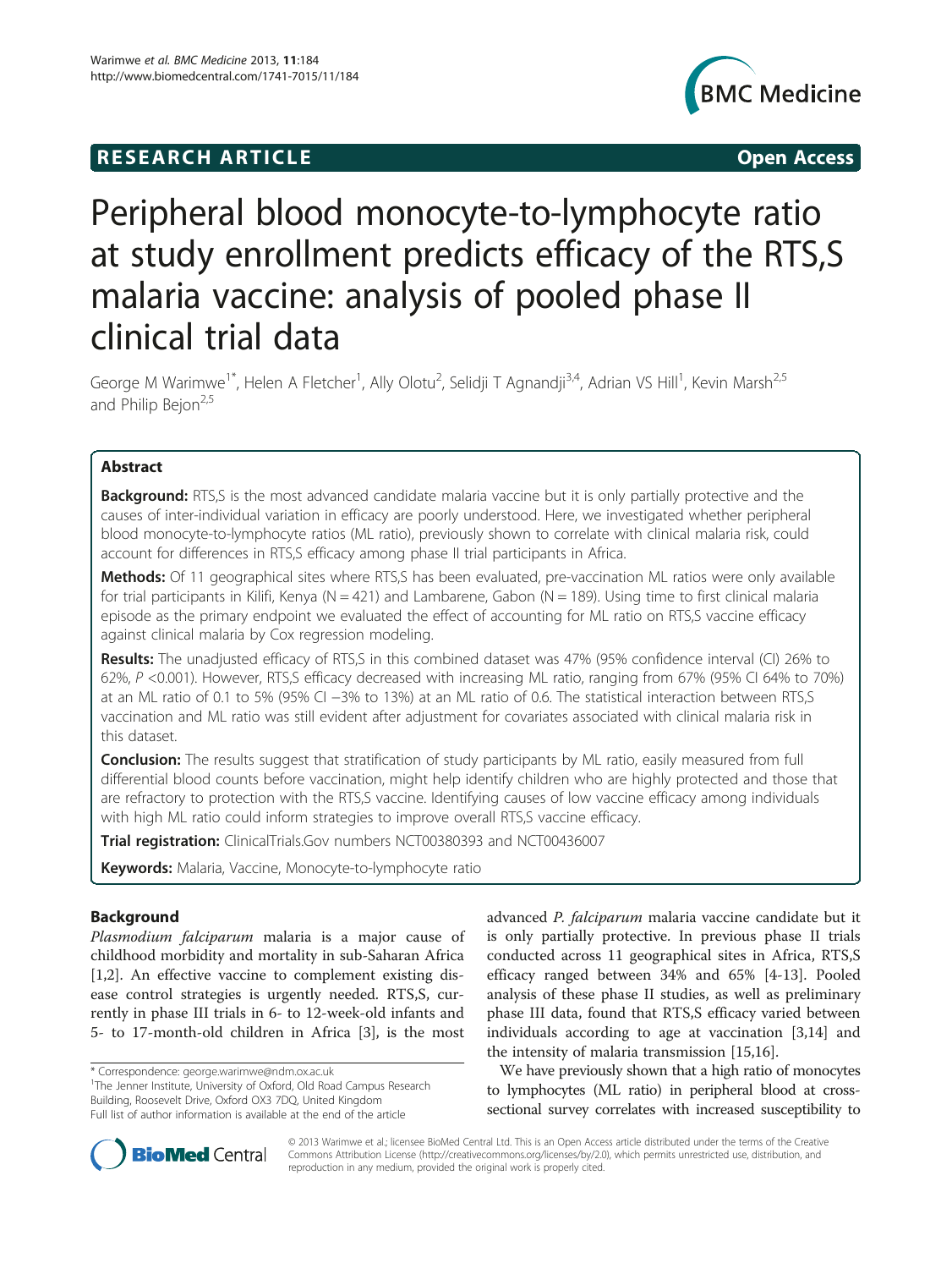**RESEARCH ARTICLE** **Open Access**

# Peripheral blood monocyte-to-lymphocyte ratio at study enrollment predicts efficacy of the RTS,S malaria vaccine: analysis of pooled phase II clinical trial data

George M Warimwe[1*], Helen A Fletcher[1], Ally Olotu[2], Selidji T Agnandji[3,4], Adrian VS Hill[1], Kevin Marsh[2,5] and Philip Bejon[2,5]

## Abstract

**Background:** RTS,S is the most advanced candidate malaria vaccine but it is only partially protective and the causes of inter-individual variation in efficacy are poorly understood. Here, we investigated whether peripheral blood monocyte-to-lymphocyte ratios (ML ratio), previously shown to correlate with clinical malaria risk, could account for differences in RTS,S efficacy among phase II trial participants in Africa.

**Methods:** Of 11 geographical sites where RTS,S has been evaluated, pre-vaccination ML ratios were only available for trial participants in Kilifi, Kenya (N = 421) and Lambarene, Gabon (N = 189). Using time to first clinical malaria episode as the primary endpoint we evaluated the effect of accounting for ML ratio on RTS,S vaccine efficacy against clinical malaria by Cox regression modeling.

**Results:** The unadjusted efficacy of RTS,S in this combined dataset was 47% (95% confidence interval (CI) 26% to 62%, $P$ <0.001). However, RTS,S efficacy decreased with increasing ML ratio, ranging from 67% (95% CI 64% to 70%) at an ML ratio of 0.1 to 5% (95% CI −3% to 13%) at an ML ratio of 0.6. The statistical interaction between RTS,S vaccination and ML ratio was still evident after adjustment for covariates associated with clinical malaria risk in this dataset.

**Conclusion:** The results suggest that stratification of study participants by ML ratio, easily measured from full differential blood counts before vaccination, might help identify children who are highly protected and those that are refractory to protection with the RTS,S vaccine. Identifying causes of low vaccine efficacy among individuals with high ML ratio could inform strategies to improve overall RTS,S vaccine efficacy.

**Trial registration:** ClinicalTrials.Gov numbers NCT00380393 and NCT00436007

**Keywords:** Malaria, Vaccine, Monocyte-to-lymphocyte ratio

## Background

*Plasmodium falciparum* malaria is a major cause of childhood morbidity and mortality in sub-Saharan Africa [1,2]. An effective vaccine to complement existing disease control strategies is urgently needed. RTS,S, currently in phase III trials in 6- to 12-week-old infants and 5- to 17-month-old children in Africa [3], is the most advanced *P. falciparum* malaria vaccine candidate but it is only partially protective. In previous phase II trials conducted across 11 geographical sites in Africa, RTS,S efficacy ranged between 34% and 65% [4-13]. Pooled analysis of these phase II studies, as well as preliminary phase III data, found that RTS,S efficacy varied between individuals according to age at vaccination [3,14] and the intensity of malaria transmission [15,16].

We have previously shown that a high ratio of monocytes to lymphocytes (ML ratio) in peripheral blood at cross-sectional survey correlates with increased susceptibility to

\* Correspondence: george.warimwe@ndm.ox.ac.uk
[1]The Jenner Institute, University of Oxford, Old Road Campus Research Building, Roosevelt Drive, Oxford OX3 7DQ, United Kingdom
Full list of author information is available at the end of the article

© 2013 Warimwe et al.; licensee BioMed Central Ltd. This is an Open Access article distributed under the terms of the Creative Commons Attribution License (http://creativecommons.org/licenses/by/2.0), which permits unrestricted use, distribution, and reproduction in any medium, provided the original work is properly cited.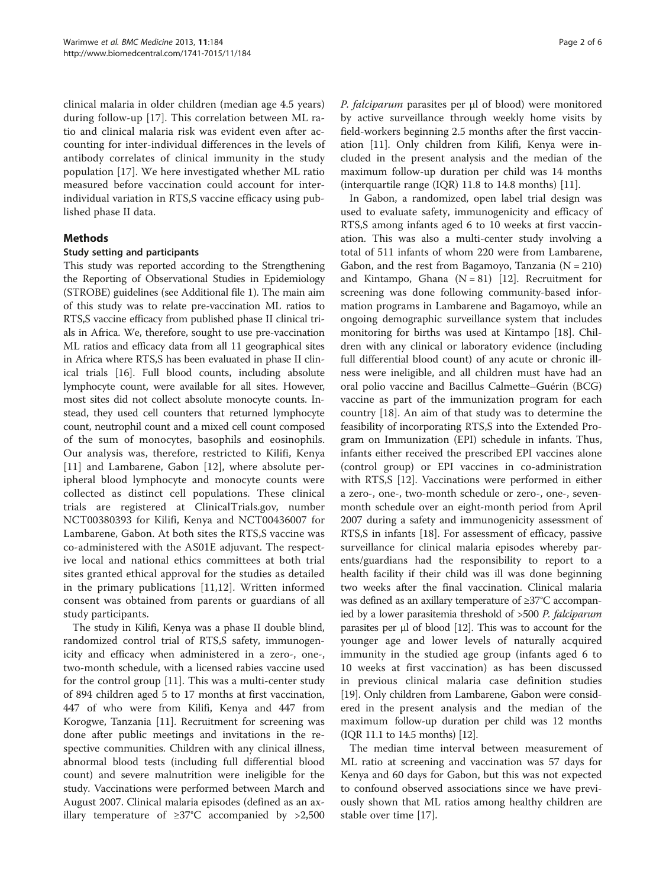clinical malaria in older children (median age 4.5 years) during follow-up [17]. This correlation between ML ratio and clinical malaria risk was evident even after accounting for inter-individual differences in the levels of antibody correlates of clinical immunity in the study population [17]. We here investigated whether ML ratio measured before vaccination could account for inter-individual variation in RTS,S vaccine efficacy using published phase II data.

## Methods

### Study setting and participants

This study was reported according to the Strengthening the Reporting of Observational Studies in Epidemiology (STROBE) guidelines (see Additional file 1). The main aim of this study was to relate pre-vaccination ML ratios to RTS,S vaccine efficacy from published phase II clinical trials in Africa. We, therefore, sought to use pre-vaccination ML ratios and efficacy data from all 11 geographical sites in Africa where RTS,S has been evaluated in phase II clinical trials [16]. Full blood counts, including absolute lymphocyte count, were available for all sites. However, most sites did not collect absolute monocyte counts. Instead, they used cell counters that returned lymphocyte count, neutrophil count and a mixed cell count composed of the sum of monocytes, basophils and eosinophils. Our analysis was, therefore, restricted to Kilifi, Kenya [11] and Lambarene, Gabon [12], where absolute peripheral blood lymphocyte and monocyte counts were collected as distinct cell populations. These clinical trials are registered at ClinicalTrials.gov, number NCT00380393 for Kilifi, Kenya and NCT00436007 for Lambarene, Gabon. At both sites the RTS,S vaccine was co-administered with the AS01E adjuvant. The respective local and national ethics committees at both trial sites granted ethical approval for the studies as detailed in the primary publications [11,12]. Written informed consent was obtained from parents or guardians of all study participants.

The study in Kilifi, Kenya was a phase II double blind, randomized control trial of RTS,S safety, immunogenicity and efficacy when administered in a zero-, one-, two-month schedule, with a licensed rabies vaccine used for the control group [11]. This was a multi-center study of 894 children aged 5 to 17 months at first vaccination, 447 of who were from Kilifi, Kenya and 447 from Korogwe, Tanzania [11]. Recruitment for screening was done after public meetings and invitations in the respective communities. Children with any clinical illness, abnormal blood tests (including full differential blood count) and severe malnutrition were ineligible for the study. Vaccinations were performed between March and August 2007. Clinical malaria episodes (defined as an axillary temperature of ≥37°C accompanied by >2,500 *P. falciparum* parasites per μl of blood) were monitored by active surveillance through weekly home visits by field-workers beginning 2.5 months after the first vaccination [11]. Only children from Kilifi, Kenya were included in the present analysis and the median of the maximum follow-up duration per child was 14 months (interquartile range (IQR) 11.8 to 14.8 months) [11].

In Gabon, a randomized, open label trial design was used to evaluate safety, immunogenicity and efficacy of RTS,S among infants aged 6 to 10 weeks at first vaccination. This was also a multi-center study involving a total of 511 infants of whom 220 were from Lambarene, Gabon, and the rest from Bagamoyo, Tanzania (N = 210) and Kintampo, Ghana (N = 81) [12]. Recruitment for screening was done following community-based information programs in Lambarene and Bagamoyo, while an ongoing demographic surveillance system that includes monitoring for births was used at Kintampo [18]. Children with any clinical or laboratory evidence (including full differential blood count) of any acute or chronic illness were ineligible, and all children must have had an oral polio vaccine and Bacillus Calmette–Guérin (BCG) vaccine as part of the immunization program for each country [18]. An aim of that study was to determine the feasibility of incorporating RTS,S into the Extended Program on Immunization (EPI) schedule in infants. Thus, infants either received the prescribed EPI vaccines alone (control group) or EPI vaccines in co-administration with RTS,S [12]. Vaccinations were performed in either a zero-, one-, two-month schedule or zero-, one-, seven-month schedule over an eight-month period from April 2007 during a safety and immunogenicity assessment of RTS,S in infants [18]. For assessment of efficacy, passive surveillance for clinical malaria episodes whereby parents/guardians had the responsibility to report to a health facility if their child was ill was done beginning two weeks after the final vaccination. Clinical malaria was defined as an axillary temperature of ≥37°C accompanied by a lower parasitemia threshold of >500 *P. falciparum* parasites per μl of blood [12]. This was to account for the younger age and lower levels of naturally acquired immunity in the studied age group (infants aged 6 to 10 weeks at first vaccination) as has been discussed in previous clinical malaria case definition studies [19]. Only children from Lambarene, Gabon were considered in the present analysis and the median of the maximum follow-up duration per child was 12 months (IQR 11.1 to 14.5 months) [12].

The median time interval between measurement of ML ratio at screening and vaccination was 57 days for Kenya and 60 days for Gabon, but this was not expected to confound observed associations since we have previously shown that ML ratios among healthy children are stable over time [17].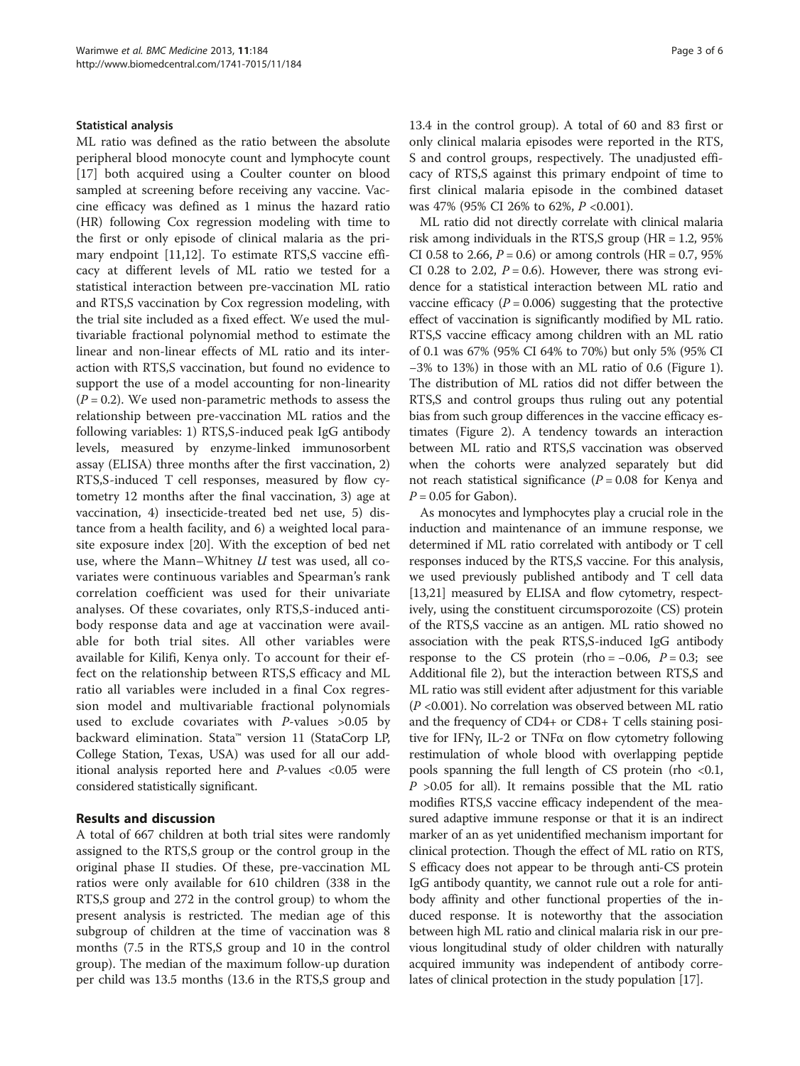### Statistical analysis

ML ratio was defined as the ratio between the absolute peripheral blood monocyte count and lymphocyte count [17] both acquired using a Coulter counter on blood sampled at screening before receiving any vaccine. Vaccine efficacy was defined as 1 minus the hazard ratio (HR) following Cox regression modeling with time to the first or only episode of clinical malaria as the primary endpoint [11,12]. To estimate RTS,S vaccine efficacy at different levels of ML ratio we tested for a statistical interaction between pre-vaccination ML ratio and RTS,S vaccination by Cox regression modeling, with the trial site included as a fixed effect. We used the multivariable fractional polynomial method to estimate the linear and non-linear effects of ML ratio and its interaction with RTS,S vaccination, but found no evidence to support the use of a model accounting for non-linearity ($P = 0.2$). We used non-parametric methods to assess the relationship between pre-vaccination ML ratios and the following variables: 1) RTS,S-induced peak IgG antibody levels, measured by enzyme-linked immunosorbent assay (ELISA) three months after the first vaccination, 2) RTS,S-induced T cell responses, measured by flow cytometry 12 months after the final vaccination, 3) age at vaccination, 4) insecticide-treated bed net use, 5) distance from a health facility, and 6) a weighted local parasite exposure index [20]. With the exception of bed net use, where the Mann–Whitney *U* test was used, all covariates were continuous variables and Spearman's rank correlation coefficient was used for their univariate analyses. Of these covariates, only RTS,S-induced antibody response data and age at vaccination were available for both trial sites. All other variables were available for Kilifi, Kenya only. To account for their effect on the relationship between RTS,S efficacy and ML ratio all variables were included in a final Cox regression model and multivariable fractional polynomials used to exclude covariates with *P*-values >0.05 by backward elimination. Stata™ version 11 (StataCorp LP, College Station, Texas, USA) was used for all our additional analysis reported here and *P*-values <0.05 were considered statistically significant.

## Results and discussion

A total of 667 children at both trial sites were randomly assigned to the RTS,S group or the control group in the original phase II studies. Of these, pre-vaccination ML ratios were only available for 610 children (338 in the RTS,S group and 272 in the control group) to whom the present analysis is restricted. The median age of this subgroup of children at the time of vaccination was 8 months (7.5 in the RTS,S group and 10 in the control group). The median of the maximum follow-up duration per child was 13.5 months (13.6 in the RTS,S group and 13.4 in the control group). A total of 60 and 83 first or only clinical malaria episodes were reported in the RTS, S and control groups, respectively. The unadjusted efficacy of RTS,S against this primary endpoint of time to first clinical malaria episode in the combined dataset was 47% (95% CI 26% to 62%, $P < 0.001$).

ML ratio did not directly correlate with clinical malaria risk among individuals in the RTS,S group (HR = 1.2, 95% CI 0.58 to 2.66, $P = 0.6$) or among controls (HR = 0.7, 95% CI 0.28 to 2.02, $P = 0.6$). However, there was strong evidence for a statistical interaction between ML ratio and vaccine efficacy ($P = 0.006$) suggesting that the protective effect of vaccination is significantly modified by ML ratio. RTS,S vaccine efficacy among children with an ML ratio of 0.1 was 67% (95% CI 64% to 70%) but only 5% (95% CI −3% to 13%) in those with an ML ratio of 0.6 (Figure 1). The distribution of ML ratios did not differ between the RTS,S and control groups thus ruling out any potential bias from such group differences in the vaccine efficacy estimates (Figure 2). A tendency towards an interaction between ML ratio and RTS,S vaccination was observed when the cohorts were analyzed separately but did not reach statistical significance ($P = 0.08$ for Kenya and $P = 0.05$ for Gabon).

As monocytes and lymphocytes play a crucial role in the induction and maintenance of an immune response, we determined if ML ratio correlated with antibody or T cell responses induced by the RTS,S vaccine. For this analysis, we used previously published antibody and T cell data [13,21] measured by ELISA and flow cytometry, respectively, using the constituent circumsporozoite (CS) protein of the RTS,S vaccine as an antigen. ML ratio showed no association with the peak RTS,S-induced IgG antibody response to the CS protein (rho = −0.06, $P = 0.3$; see Additional file 2), but the interaction between RTS,S and ML ratio was still evident after adjustment for this variable ($P < 0.001$). No correlation was observed between ML ratio and the frequency of CD4+ or CD8+ T cells staining positive for IFNγ, IL-2 or TNFα on flow cytometry following restimulation of whole blood with overlapping peptide pools spanning the full length of CS protein (rho <0.1, $P > 0.05$ for all). It remains possible that the ML ratio modifies RTS,S vaccine efficacy independent of the measured adaptive immune response or that it is an indirect marker of an as yet unidentified mechanism important for clinical protection. Though the effect of ML ratio on RTS, S efficacy does not appear to be through anti-CS protein IgG antibody quantity, we cannot rule out a role for antibody affinity and other functional properties of the induced response. It is noteworthy that the association between high ML ratio and clinical malaria risk in our previous longitudinal study of older children with naturally acquired immunity was independent of antibody correlates of clinical protection in the study population [17].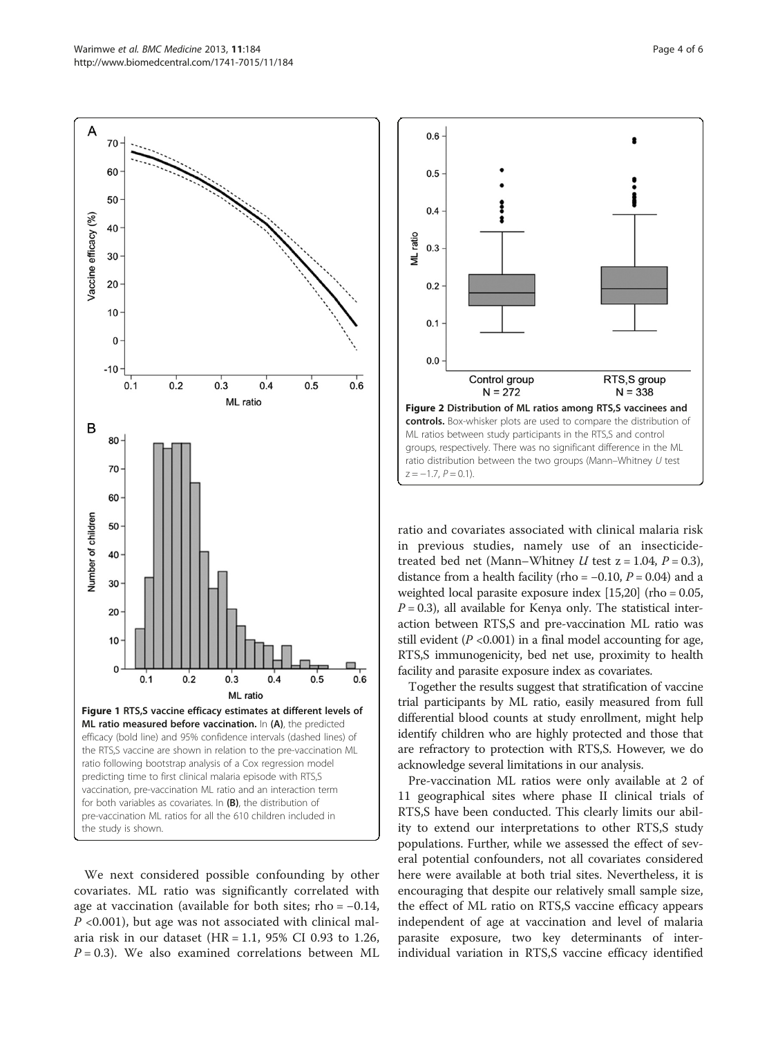**Figure 1 RTS,S vaccine efficacy estimates at different levels of ML ratio measured before vaccination.** In **(A)**, the predicted efficacy (bold line) and 95% confidence intervals (dashed lines) of the RTS,S vaccine are shown in relation to the pre-vaccination ML ratio following bootstrap analysis of a Cox regression model predicting time to first clinical malaria episode with RTS,S vaccination, pre-vaccination ML ratio and an interaction term for both variables as covariates. In **(B)**, the distribution of pre-vaccination ML ratios for all the 610 children included in the study is shown.

**Figure 2 Distribution of ML ratios among RTS,S vaccinees and controls.** Box-whisker plots are used to compare the distribution of ML ratios between study participants in the RTS,S and control groups, respectively. There was no significant difference in the ML ratio distribution between the two groups (Mann–Whitney *U* test $z = -1.7$, $P = 0.1$).

We next considered possible confounding by other covariates. ML ratio was significantly correlated with age at vaccination (available for both sites; rho = −0.14, $P$ <0.001), but age was not associated with clinical malaria risk in our dataset (HR = 1.1, 95% CI 0.93 to 1.26, $P = 0.3$). We also examined correlations between ML ratio and covariates associated with clinical malaria risk in previous studies, namely use of an insecticide-treated bed net (Mann–Whitney *U* test $z = 1.04$, $P = 0.3$), distance from a health facility (rho = −0.10, $P = 0.04$) and a weighted local parasite exposure index [15,20] (rho = 0.05, $P = 0.3$), all available for Kenya only. The statistical interaction between RTS,S and pre-vaccination ML ratio was still evident ($P$ <0.001) in a final model accounting for age, RTS,S immunogenicity, bed net use, proximity to health facility and parasite exposure index as covariates.

Together the results suggest that stratification of vaccine trial participants by ML ratio, easily measured from full differential blood counts at study enrollment, might help identify children who are highly protected and those that are refractory to protection with RTS,S. However, we do acknowledge several limitations in our analysis.

Pre-vaccination ML ratios were only available at 2 of 11 geographical sites where phase II clinical trials of RTS,S have been conducted. This clearly limits our ability to extend our interpretations to other RTS,S study populations. Further, while we assessed the effect of several potential confounders, not all covariates considered here were available at both trial sites. Nevertheless, it is encouraging that despite our relatively small sample size, the effect of ML ratio on RTS,S vaccine efficacy appears independent of age at vaccination and level of malaria parasite exposure, two key determinants of inter-individual variation in RTS,S vaccine efficacy identified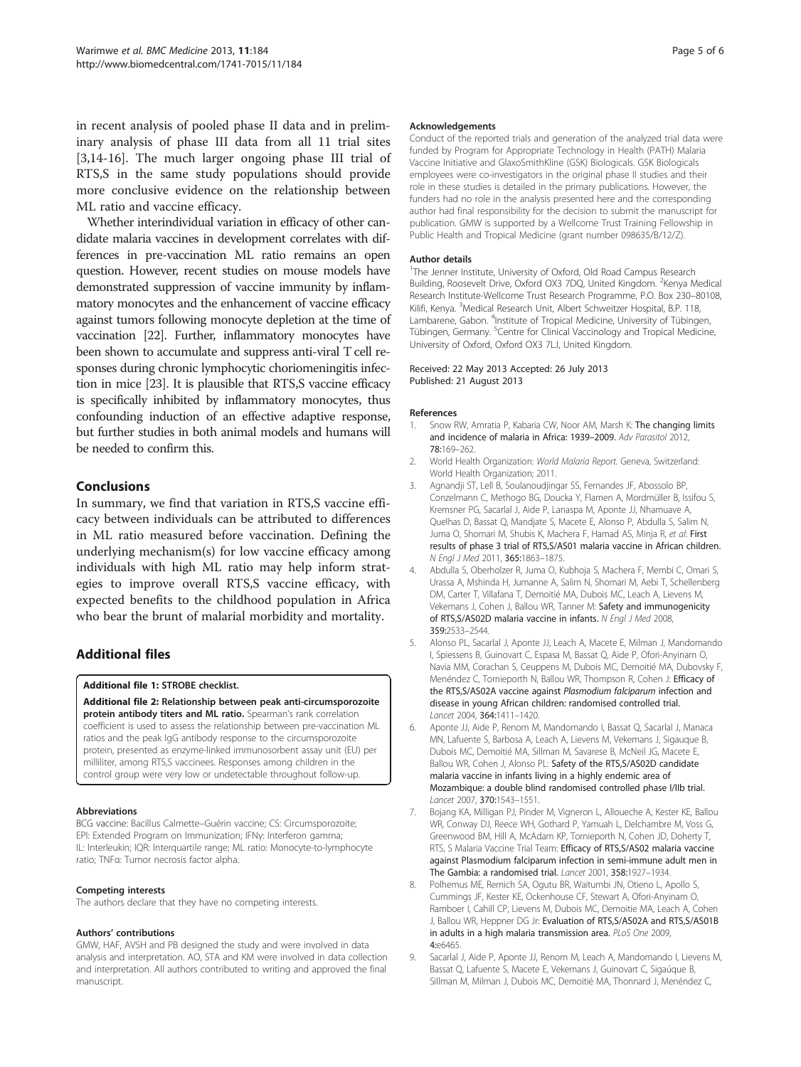in recent analysis of pooled phase II data and in preliminary analysis of phase III data from all 11 trial sites [3,14-16]. The much larger ongoing phase III trial of RTS,S in the same study populations should provide more conclusive evidence on the relationship between ML ratio and vaccine efficacy.

Whether interindividual variation in efficacy of other candidate malaria vaccines in development correlates with differences in pre-vaccination ML ratio remains an open question. However, recent studies on mouse models have demonstrated suppression of vaccine immunity by inflammatory monocytes and the enhancement of vaccine efficacy against tumors following monocyte depletion at the time of vaccination [22]. Further, inflammatory monocytes have been shown to accumulate and suppress anti-viral T cell responses during chronic lymphocytic choriomeningitis infection in mice [23]. It is plausible that RTS,S vaccine efficacy is specifically inhibited by inflammatory monocytes, thus confounding induction of an effective adaptive response, but further studies in both animal models and humans will be needed to confirm this.

## Conclusions

In summary, we find that variation in RTS,S vaccine efficacy between individuals can be attributed to differences in ML ratio measured before vaccination. Defining the underlying mechanism(s) for low vaccine efficacy among individuals with high ML ratio may help inform strategies to improve overall RTS,S vaccine efficacy, with expected benefits to the childhood population in Africa who bear the brunt of malarial morbidity and mortality.

## Additional files

**Additional file 1: STROBE checklist.**

**Additional file 2: Relationship between peak anti-circumsporozoite protein antibody titers and ML ratio.** Spearman's rank correlation coefficient is used to assess the relationship between pre-vaccination ML ratios and the peak IgG antibody response to the circumsporozoite protein, presented as enzyme-linked immunosorbent assay unit (EU) per milliliter, among RTS,S vaccinees. Responses among children in the control group were very low or undetectable throughout follow-up.

#### Abbreviations

BCG vaccine: Bacillus Calmette–Guérin vaccine; CS: Circumsporozoite; EPI: Extended Program on Immunization; IFNγ: Interferon gamma; IL: Interleukin; IQR: Interquartile range; ML ratio: Monocyte-to-lymphocyte ratio; TNFα: Tumor necrosis factor alpha.

#### Competing interests

The authors declare that they have no competing interests.

#### Authors' contributions

GMW, HAF, AVSH and PB designed the study and were involved in data analysis and interpretation. AO, STA and KM were involved in data collection and interpretation. All authors contributed to writing and approved the final manuscript.

#### Acknowledgements

Conduct of the reported trials and generation of the analyzed trial data were funded by Program for Appropriate Technology in Health (PATH) Malaria Vaccine Initiative and GlaxoSmithKline (GSK) Biologicals. GSK Biologicals employees were co-investigators in the original phase II studies and their role in these studies is detailed in the primary publications. However, the funders had no role in the analysis presented here and the corresponding author had final responsibility for the decision to submit the manuscript for publication. GMW is supported by a Wellcome Trust Training Fellowship in Public Health and Tropical Medicine (grant number 098635/B/12/Z).

#### Author details

[1]The Jenner Institute, University of Oxford, Old Road Campus Research Building, Roosevelt Drive, Oxford OX3 7DQ, United Kingdom. [2]Kenya Medical Research Institute-Wellcome Trust Research Programme, P.O. Box 230–80108, Kilifi, Kenya. [3]Medical Research Unit, Albert Schweitzer Hospital, B.P. 118, Lambarene, Gabon. [4]Institute of Tropical Medicine, University of Tübingen, Tübingen, Germany. [5]Centre for Clinical Vaccinology and Tropical Medicine, University of Oxford, Oxford OX3 7LJ, United Kingdom.

Received: 22 May 2013 Accepted: 26 July 2013
Published: 21 August 2013

#### References

1. Snow RW, Amratia P, Kabaria CW, Noor AM, Marsh K: **The changing limits and incidence of malaria in Africa: 1939–2009.** *Adv Parasitol* 2012, **78:**169–262.
2. World Health Organization: *World Malaria Report.* Geneva, Switzerland: World Health Organization; 2011.
3. Agnandji ST, Lell B, Soulanoudjingar SS, Fernandes JF, Abossolo BP, Conzelmann C, Methogo BG, Doucka Y, Flamen A, Mordmüller B, Issifou S, Kremsner PG, Sacarlal J, Aide P, Lanaspa M, Aponte JJ, Nhamuave A, Quelhas D, Bassat Q, Mandjate S, Macete E, Alonso P, Abdulla S, Salim N, Juma O, Shomari M, Shubis K, Machera F, Hamad AS, Minja R, *et al*: **First results of phase 3 trial of RTS,S/AS01 malaria vaccine in African children.** *N Engl J Med* 2011, **365:**1863–1875.
4. Abdulla S, Oberholzer R, Juma O, Kubhoja S, Machera F, Membi C, Omari S, Urassa A, Mshinda H, Jumanne A, Salim N, Shomari M, Aebi T, Schellenberg DM, Carter T, Villafana T, Demoitié MA, Dubois MC, Leach A, Lievens M, Vekemans J, Cohen J, Ballou WR, Tanner M: **Safety and immunogenicity of RTS,S/AS02D malaria vaccine in infants.** *N Engl J Med* 2008, **359:**2533–2544.
5. Alonso PL, Sacarlal J, Aponte JJ, Leach A, Macete E, Milman J, Mandomando I, Spiessens B, Guinovart C, Espasa M, Bassat Q, Aide P, Ofori-Anyinam O, Navia MM, Corachan S, Ceuppens M, Dubois MC, Demoitié MA, Dubovsky F, Menéndez C, Tornieporth N, Ballou WR, Thompson R, Cohen J: **Efficacy of the RTS,S/AS02A vaccine against *Plasmodium falciparum* infection and disease in young African children: randomised controlled trial.** *Lancet* 2004, **364:**1411–1420.
6. Aponte JJ, Aide P, Renom M, Mandomando I, Bassat Q, Sacarlal J, Manaca MN, Lafuente S, Barbosa A, Leach A, Lievens M, Vekemans J, Sigauque B, Dubois MC, Demoitié MA, Sillman M, Savarese B, McNeil JG, Macete E, Ballou WR, Cohen J, Alonso PL: **Safety of the RTS,S/AS02D candidate malaria vaccine in infants living in a highly endemic area of Mozambique: a double blind randomised controlled phase I/IIb trial.** *Lancet* 2007, **370:**1543–1551.
7. Bojang KA, Milligan PJ, Pinder M, Vigneron L, Alloueche A, Kester KE, Ballou WR, Conway DJ, Reece WH, Gothard P, Yamuah L, Delchambre M, Voss G, Greenwood BM, Hill A, McAdam KP, Tornieporth N, Cohen JD, Doherty T, RTS, S Malaria Vaccine Trial Team: **Efficacy of RTS,S/AS02 malaria vaccine against Plasmodium falciparum infection in semi-immune adult men in The Gambia: a randomised trial.** *Lancet* 2001, **358:**1927–1934.
8. Polhemus ME, Remich SA, Ogutu BR, Waitumbi JN, Otieno L, Apollo S, Cummings JF, Kester KE, Ockenhouse CF, Stewart A, Ofori-Anyinam O, Ramboer I, Cahill CP, Lievens M, Dubois MC, Demoitie MA, Leach A, Cohen J, Ballou WR, Heppner DG Jr: **Evaluation of RTS,S/AS02A and RTS,S/AS01B in adults in a high malaria transmission area.** *PLoS One* 2009, **4:**e6465.
9. Sacarlal J, Aide P, Aponte JJ, Renom M, Leach A, Mandomando I, Lievens M, Bassat Q, Lafuente S, Macete E, Vekemans J, Guinovart C, Sigaúque B, Sillman M, Milman J, Dubois MC, Demoitié MA, Thonnard J, Menéndez C,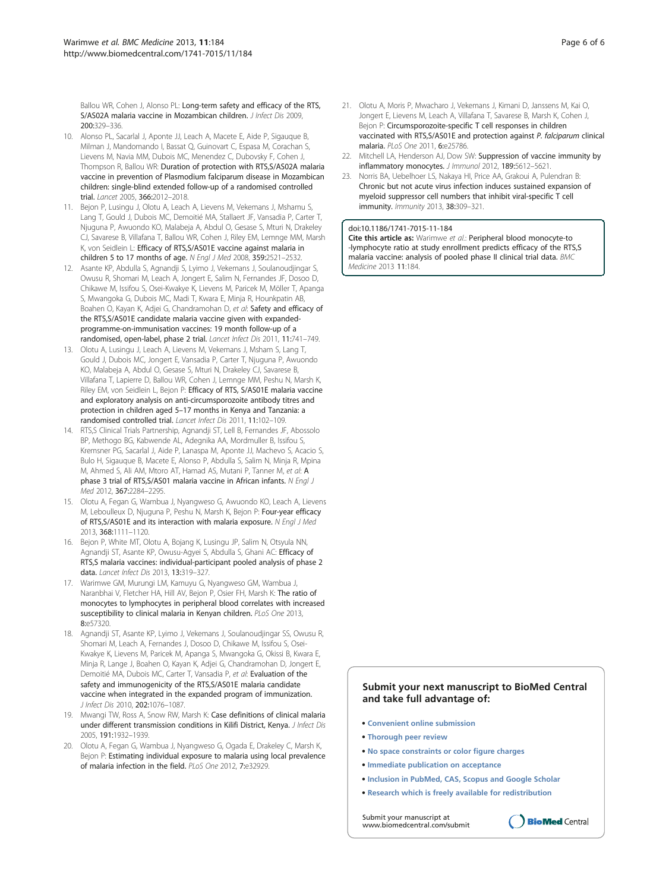Ballou WR, Cohen J, Alonso PL: **Long-term safety and efficacy of the RTS, S/AS02A malaria vaccine in Mozambican children.** *J Infect Dis* 2009, **200**:329–336.

10. Alonso PL, Sacarlal J, Aponte JJ, Leach A, Macete E, Aide P, Sigauque B, Milman J, Mandomando I, Bassat Q, Guinovart C, Espasa M, Corachan S, Lievens M, Navia MM, Dubois MC, Menendez C, Dubovsky F, Cohen J, Thompson R, Ballou WR: **Duration of protection with RTS,S/AS02A malaria vaccine in prevention of Plasmodium falciparum disease in Mozambican children: single-blind extended follow-up of a randomised controlled trial.** *Lancet* 2005, **366**:2012–2018.
11. Bejon P, Lusingu J, Olotu A, Leach A, Lievens M, Vekemans J, Mshamu S, Lang T, Gould J, Dubois MC, Demoitié MA, Stallaert JF, Vansadia P, Carter T, Njuguna P, Awuondo KO, Malabeja A, Abdul O, Gesase S, Mturi N, Drakeley CJ, Savarese B, Villafana T, Ballou WR, Cohen J, Riley EM, Lemnge MM, Marsh K, von Seidlein L: **Efficacy of RTS,S/AS01E vaccine against malaria in children 5 to 17 months of age.** *N Engl J Med* 2008, **359**:2521–2532.
12. Asante KP, Abdulla S, Agnandji S, Lyimo J, Vekemans J, Soulanoudjingar S, Owusu R, Shomari M, Leach A, Jongert E, Salim N, Fernandes JF, Dosoo D, Chikawe M, Issifou S, Osei-Kwakye K, Lievens M, Paricek M, Möller T, Apanga S, Mwangoka G, Dubois MC, Madi T, Kwara E, Minja R, Hounkpatin AB, Boahen O, Kayan K, Adjei G, Chandramohan D, *et al*: **Safety and efficacy of the RTS,S/AS01E candidate malaria vaccine given with expanded-programme-on-immunisation vaccines: 19 month follow-up of a randomised, open-label, phase 2 trial.** *Lancet Infect Dis* 2011, **11**:741–749.
13. Olotu A, Lusingu J, Leach A, Lievens M, Vekemans J, Msham S, Lang T, Gould J, Dubois MC, Jongert E, Vansadia P, Carter T, Njuguna P, Awuondo KO, Malabeja A, Abdul O, Gesase S, Mturi N, Drakeley CJ, Savarese B, Villafana T, Lapierre D, Ballou WR, Cohen J, Lemnge MM, Peshu N, Marsh K, Riley EM, von Seidlein L, Bejon P: **Efficacy of RTS, S/AS01E malaria vaccine and exploratory analysis on anti-circumsporozoite antibody titres and protection in children aged 5–17 months in Kenya and Tanzania: a randomised controlled trial.** *Lancet Infect Dis* 2011, **11**:102–109.
14. RTS,S Clinical Trials Partnership, Agnandji ST, Lell B, Fernandes JF, Abossolo BP, Methogo BG, Kabwende AL, Adegnika AA, Mordmuller B, Issifou S, Kremsner PG, Sacarlal J, Aide P, Lanaspa M, Aponte JJ, Machevo S, Acacio S, Bulo H, Sigauque B, Macete E, Alonso P, Abdulla S, Salim N, Minja R, Mpina M, Ahmed S, Ali AM, Mtoro AT, Hamad AS, Mutani P, Tanner M, *et al*: **A phase 3 trial of RTS,S/AS01 malaria vaccine in African infants.** *N Engl J Med* 2012, **367**:2284–2295.
15. Olotu A, Fegan G, Wambua J, Nyangweso G, Awuondo KO, Leach A, Lievens M, Leboulleux D, Njuguna P, Peshu N, Marsh K, Bejon P: **Four-year efficacy of RTS,S/AS01E and its interaction with malaria exposure.** *N Engl J Med* 2013, **368**:1111–1120.
16. Bejon P, White MT, Olotu A, Bojang K, Lusingu JP, Salim N, Otsyula NN, Agnandji ST, Asante KP, Owusu-Agyei S, Abdulla S, Ghani AC: **Efficacy of RTS,S malaria vaccines: individual-participant pooled analysis of phase 2 data.** *Lancet Infect Dis* 2013, **13**:319–327.
17. Warimwe GM, Murungi LM, Kamuyu G, Nyangweso GM, Wambua J, Naranbhai V, Fletcher HA, Hill AV, Bejon P, Osier FH, Marsh K: **The ratio of monocytes to lymphocytes in peripheral blood correlates with increased susceptibility to clinical malaria in Kenyan children.** *PLoS One* 2013, **8**:e57320.
18. Agnandji ST, Asante KP, Lyimo J, Vekemans J, Soulanoudjingar SS, Owusu R, Shomari M, Leach A, Fernandes J, Dosoo D, Chikawe M, Issifou S, Osei-Kwakye K, Lievens M, Paricek M, Apanga S, Mwangoka G, Okissi B, Kwara E, Minja R, Lange J, Boahen O, Kayan K, Adjei G, Chandramohan D, Jongert E, Demoitié MA, Dubois MC, Carter T, Vansadia P, *et al*: **Evaluation of the safety and immunogenicity of the RTS,S/AS01E malaria candidate vaccine when integrated in the expanded program of immunization.** *J Infect Dis* 2010, **202**:1076–1087.
19. Mwangi TW, Ross A, Snow RW, Marsh K: **Case definitions of clinical malaria under different transmission conditions in Kilifi District, Kenya.** *J Infect Dis* 2005, **191**:1932–1939.
20. Olotu A, Fegan G, Wambua J, Nyangweso G, Ogada E, Drakeley C, Marsh K, Bejon P: **Estimating individual exposure to malaria using local prevalence of malaria infection in the field.** *PLoS One* 2012, **7**:e32929.
21. Olotu A, Moris P, Mwacharo J, Vekemans J, Kimani D, Janssens M, Kai O, Jongert E, Lievens M, Leach A, Villafana T, Savarese B, Marsh K, Cohen J, Bejon P: **Circumsporozoite-specific T cell responses in children vaccinated with RTS,S/AS01E and protection against *P. falciparum* clinical malaria.** *PLoS One* 2011, **6**:e25786.
22. Mitchell LA, Henderson AJ, Dow SW: **Suppression of vaccine immunity by inflammatory monocytes.** *J Immunol* 2012, **189**:5612–5621.
23. Norris BA, Uebelhoer LS, Nakaya HI, Price AA, Grakoui A, Pulendran B: **Chronic but not acute virus infection induces sustained expansion of myeloid suppressor cell numbers that inhibit viral-specific T cell immunity.** *Immunity* 2013, **38**:309–321.

doi:10.1186/1741-7015-11-184

**Cite this article as:** Warimwe *et al.*: Peripheral blood monocyte-to-lymphocyte ratio at study enrollment predicts efficacy of the RTS,S malaria vaccine: analysis of pooled phase II clinical trial data. *BMC Medicine* 2013 **11**:184.

**Submit your next manuscript to BioMed Central and take full advantage of:**

- Convenient online submission
- Thorough peer review
- No space constraints or color figure charges
- Immediate publication on acceptance
- Inclusion in PubMed, CAS, Scopus and Google Scholar
- Research which is freely available for redistribution

Submit your manuscript at www.biomedcentral.com/submit